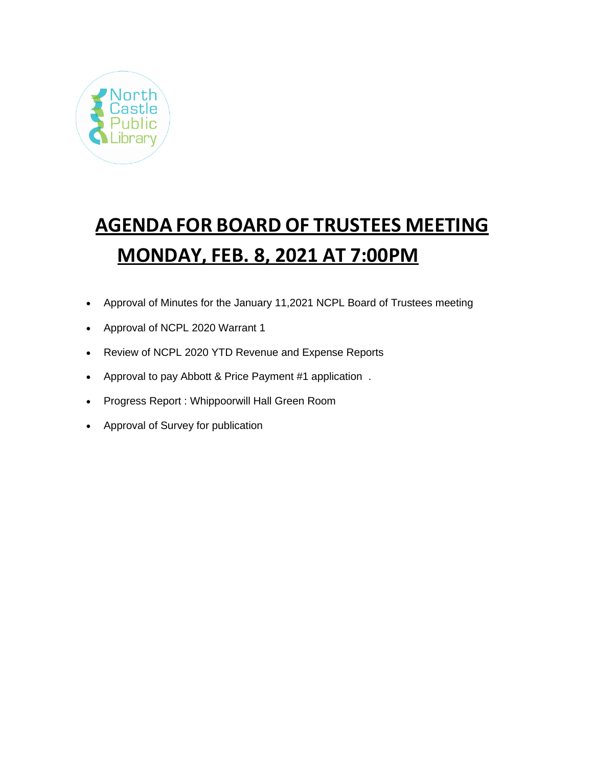North Castle Public Library

# AGENDA FOR BOARD OF TRUSTEES MEETING
# MONDAY, FEB. 8, 2021 AT 7:00PM

- Approval of Minutes for the January 11,2021 NCPL Board of Trustees meeting
- Approval of NCPL 2020 Warrant 1
- Review of NCPL 2020 YTD Revenue and Expense Reports
- Approval to pay Abbott & Price Payment #1 application .
- Progress Report : Whippoorwill Hall Green Room
- Approval of Survey for publication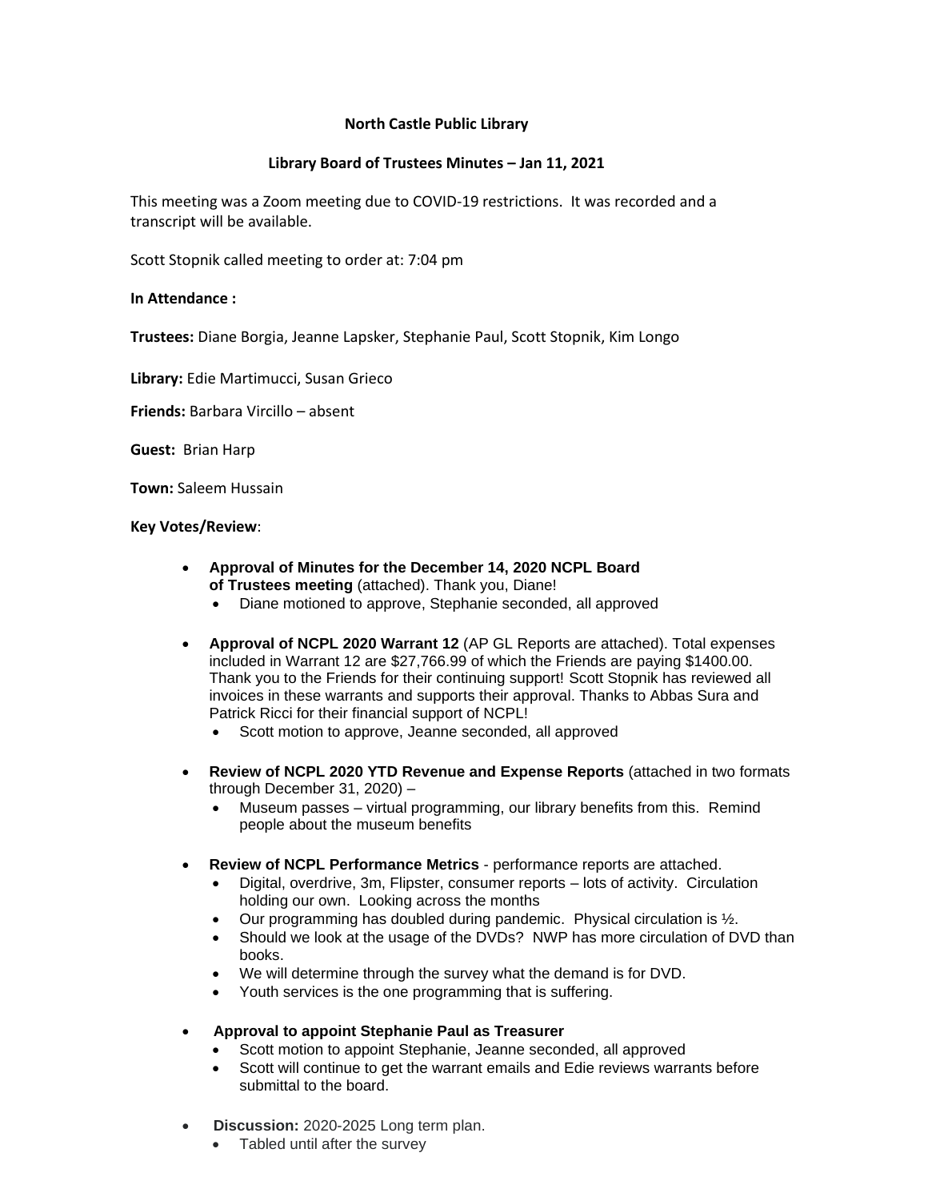**North Castle Public Library**

**Library Board of Trustees Minutes – Jan 11, 2021**

This meeting was a Zoom meeting due to COVID-19 restrictions. It was recorded and a transcript will be available.

Scott Stopnik called meeting to order at: 7:04 pm

**In Attendance :**

**Trustees:** Diane Borgia, Jeanne Lapsker, Stephanie Paul, Scott Stopnik, Kim Longo

**Library:** Edie Martimucci, Susan Grieco

**Friends:** Barbara Vircillo – absent

**Guest:** Brian Harp

**Town:** Saleem Hussain

**Key Votes/Review**:

- **Approval of Minutes for the December 14, 2020 NCPL Board of Trustees meeting** (attached). Thank you, Diane!
  - Diane motioned to approve, Stephanie seconded, all approved
- **Approval of NCPL 2020 Warrant 12** (AP GL Reports are attached). Total expenses included in Warrant 12 are $27,766.99 of which the Friends are paying $1400.00. Thank you to the Friends for their continuing support! Scott Stopnik has reviewed all invoices in these warrants and supports their approval. Thanks to Abbas Sura and Patrick Ricci for their financial support of NCPL!
  - Scott motion to approve, Jeanne seconded, all approved
- **Review of NCPL 2020 YTD Revenue and Expense Reports** (attached in two formats through December 31, 2020) –
  - Museum passes – virtual programming, our library benefits from this. Remind people about the museum benefits
- **Review of NCPL Performance Metrics** - performance reports are attached.
  - Digital, overdrive, 3m, Flipster, consumer reports – lots of activity. Circulation holding our own. Looking across the months
  - Our programming has doubled during pandemic. Physical circulation is ½.
  - Should we look at the usage of the DVDs? NWP has more circulation of DVD than books.
  - We will determine through the survey what the demand is for DVD.
  - Youth services is the one programming that is suffering.
- **Approval to appoint Stephanie Paul as Treasurer**
  - Scott motion to appoint Stephanie, Jeanne seconded, all approved
  - Scott will continue to get the warrant emails and Edie reviews warrants before submittal to the board.
- **Discussion:** 2020-2025 Long term plan.
  - Tabled until after the survey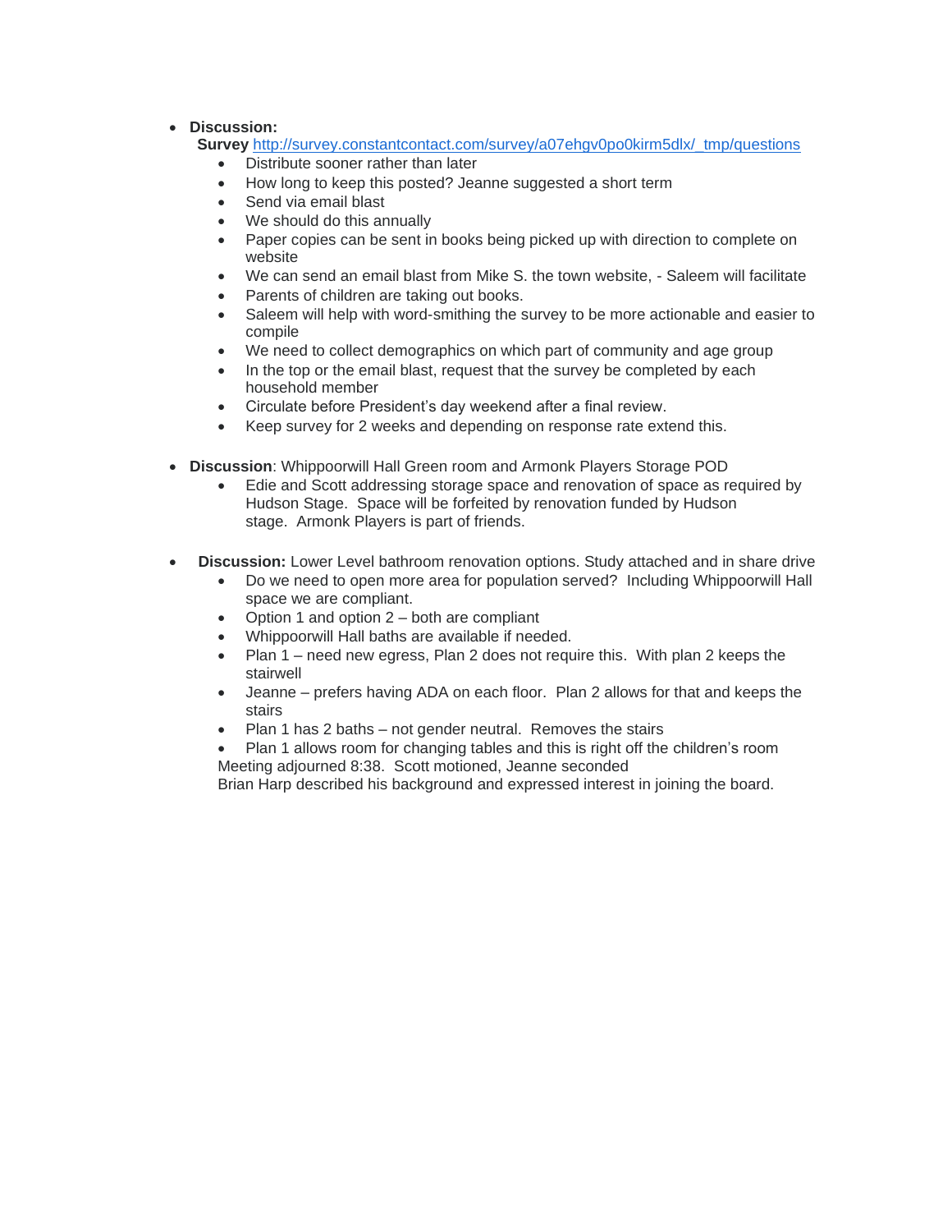- **Discussion:**
  **Survey** http://survey.constantcontact.com/survey/a07ehgv0po0kirm5dlx/_tmp/questions
  - Distribute sooner rather than later
  - How long to keep this posted? Jeanne suggested a short term
  - Send via email blast
  - We should do this annually
  - Paper copies can be sent in books being picked up with direction to complete on website
  - We can send an email blast from Mike S. the town website, - Saleem will facilitate
  - Parents of children are taking out books.
  - Saleem will help with word-smithing the survey to be more actionable and easier to compile
  - We need to collect demographics on which part of community and age group
  - In the top or the email blast, request that the survey be completed by each household member
  - Circulate before President's day weekend after a final review.
  - Keep survey for 2 weeks and depending on response rate extend this.

- **Discussion**: Whippoorwill Hall Green room and Armonk Players Storage POD
  - Edie and Scott addressing storage space and renovation of space as required by Hudson Stage. Space will be forfeited by renovation funded by Hudson stage. Armonk Players is part of friends.

- **Discussion:** Lower Level bathroom renovation options. Study attached and in share drive
  - Do we need to open more area for population served? Including Whippoorwill Hall space we are compliant.
  - Option 1 and option 2 – both are compliant
  - Whippoorwill Hall baths are available if needed.
  - Plan 1 – need new egress, Plan 2 does not require this. With plan 2 keeps the stairwell
  - Jeanne – prefers having ADA on each floor. Plan 2 allows for that and keeps the stairs
  - Plan 1 has 2 baths – not gender neutral. Removes the stairs
  - Plan 1 allows room for changing tables and this is right off the children's room

  Meeting adjourned 8:38. Scott motioned, Jeanne seconded
  Brian Harp described his background and expressed interest in joining the board.